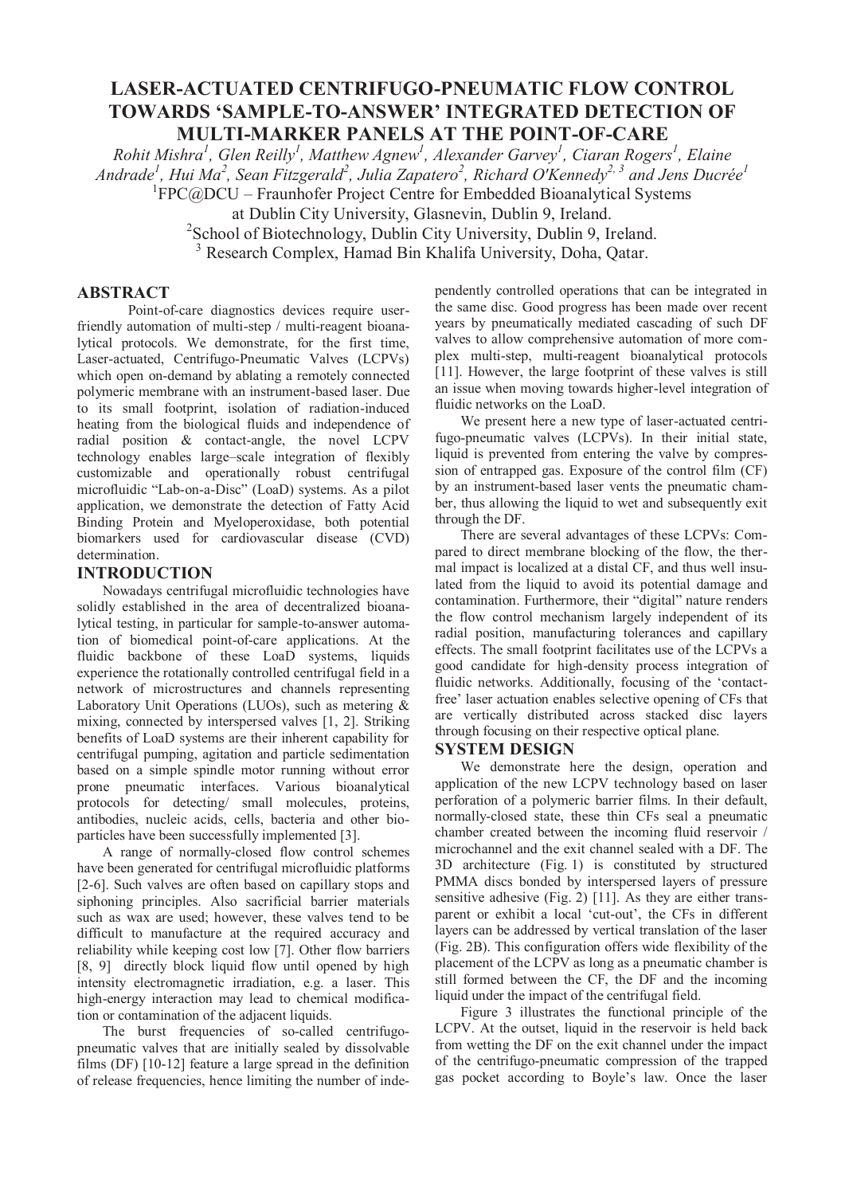# LASER-ACTUATED CENTRIFUGO-PNEUMATIC FLOW CONTROL TOWARDS 'SAMPLE-TO-ANSWER' INTEGRATED DETECTION OF MULTI-MARKER PANELS AT THE POINT-OF-CARE

*Rohit Mishra[1], Glen Reilly[1], Matthew Agnew[1], Alexander Garvey[1], Ciaran Rogers[1], Elaine Andrade[1], Hui Ma[2], Sean Fitzgerald[2], Julia Zapatero[2], Richard O'Kennedy[2, 3] and Jens Ducrée[1]*

[1]FPC@DCU – Fraunhofer Project Centre for Embedded Bioanalytical Systems at Dublin City University, Glasnevin, Dublin 9, Ireland.

[2]School of Biotechnology, Dublin City University, Dublin 9, Ireland.

[3] Research Complex, Hamad Bin Khalifa University, Doha, Qatar.

## ABSTRACT

Point-of-care diagnostics devices require user-friendly automation of multi-step / multi-reagent bioanalytical protocols. We demonstrate, for the first time, Laser-actuated, Centrifugo-Pneumatic Valves (LCPVs) which open on-demand by ablating a remotely connected polymeric membrane with an instrument-based laser. Due to its small footprint, isolation of radiation-induced heating from the biological fluids and independence of radial position & contact-angle, the novel LCPV technology enables large–scale integration of flexibly customizable and operationally robust centrifugal microfluidic "Lab-on-a-Disc" (LoaD) systems. As a pilot application, we demonstrate the detection of Fatty Acid Binding Protein and Myeloperoxidase, both potential biomarkers used for cardiovascular disease (CVD) determination.

## INTRODUCTION

Nowadays centrifugal microfluidic technologies have solidly established in the area of decentralized bioanalytical testing, in particular for sample-to-answer automation of biomedical point-of-care applications. At the fluidic backbone of these LoaD systems, liquids experience the rotationally controlled centrifugal field in a network of microstructures and channels representing Laboratory Unit Operations (LUOs), such as metering & mixing, connected by interspersed valves [1, 2]. Striking benefits of LoaD systems are their inherent capability for centrifugal pumping, agitation and particle sedimentation based on a simple spindle motor running without error prone pneumatic interfaces. Various bioanalytical protocols for detecting/ small molecules, proteins, antibodies, nucleic acids, cells, bacteria and other bioparticles have been successfully implemented [3].

A range of normally-closed flow control schemes have been generated for centrifugal microfluidic platforms [2-6]. Such valves are often based on capillary stops and siphoning principles. Also sacrificial barrier materials such as wax are used; however, these valves tend to be difficult to manufacture at the required accuracy and reliability while keeping cost low [7]. Other flow barriers [8, 9] directly block liquid flow until opened by high intensity electromagnetic irradiation, e.g. a laser. This high-energy interaction may lead to chemical modification or contamination of the adjacent liquids.

The burst frequencies of so-called centrifugo-pneumatic valves that are initially sealed by dissolvable films (DF) [10-12] feature a large spread in the definition of release frequencies, hence limiting the number of independently controlled operations that can be integrated in the same disc. Good progress has been made over recent years by pneumatically mediated cascading of such DF valves to allow comprehensive automation of more complex multi-step, multi-reagent bioanalytical protocols [11]. However, the large footprint of these valves is still an issue when moving towards higher-level integration of fluidic networks on the LoaD.

We present here a new type of laser-actuated centrifugo-pneumatic valves (LCPVs). In their initial state, liquid is prevented from entering the valve by compression of entrapped gas. Exposure of the control film (CF) by an instrument-based laser vents the pneumatic chamber, thus allowing the liquid to wet and subsequently exit through the DF.

There are several advantages of these LCPVs: Compared to direct membrane blocking of the flow, the thermal impact is localized at a distal CF, and thus well insulated from the liquid to avoid its potential damage and contamination. Furthermore, their "digital" nature renders the flow control mechanism largely independent of its radial position, manufacturing tolerances and capillary effects. The small footprint facilitates use of the LCPVs a good candidate for high-density process integration of fluidic networks. Additionally, focusing of the 'contact-free' laser actuation enables selective opening of CFs that are vertically distributed across stacked disc layers through focusing on their respective optical plane.

## SYSTEM DESIGN

We demonstrate here the design, operation and application of the new LCPV technology based on laser perforation of a polymeric barrier films. In their default, normally-closed state, these thin CFs seal a pneumatic chamber created between the incoming fluid reservoir / microchannel and the exit channel sealed with a DF. The 3D architecture (Fig. 1) is constituted by structured PMMA discs bonded by interspersed layers of pressure sensitive adhesive (Fig. 2) [11]. As they are either transparent or exhibit a local 'cut-out', the CFs in different layers can be addressed by vertical translation of the laser (Fig. 2B). This configuration offers wide flexibility of the placement of the LCPV as long as a pneumatic chamber is still formed between the CF, the DF and the incoming liquid under the impact of the centrifugal field.

Figure 3 illustrates the functional principle of the LCPV. At the outset, liquid in the reservoir is held back from wetting the DF on the exit channel under the impact of the centrifugo-pneumatic compression of the trapped gas pocket according to Boyle's law. Once the laser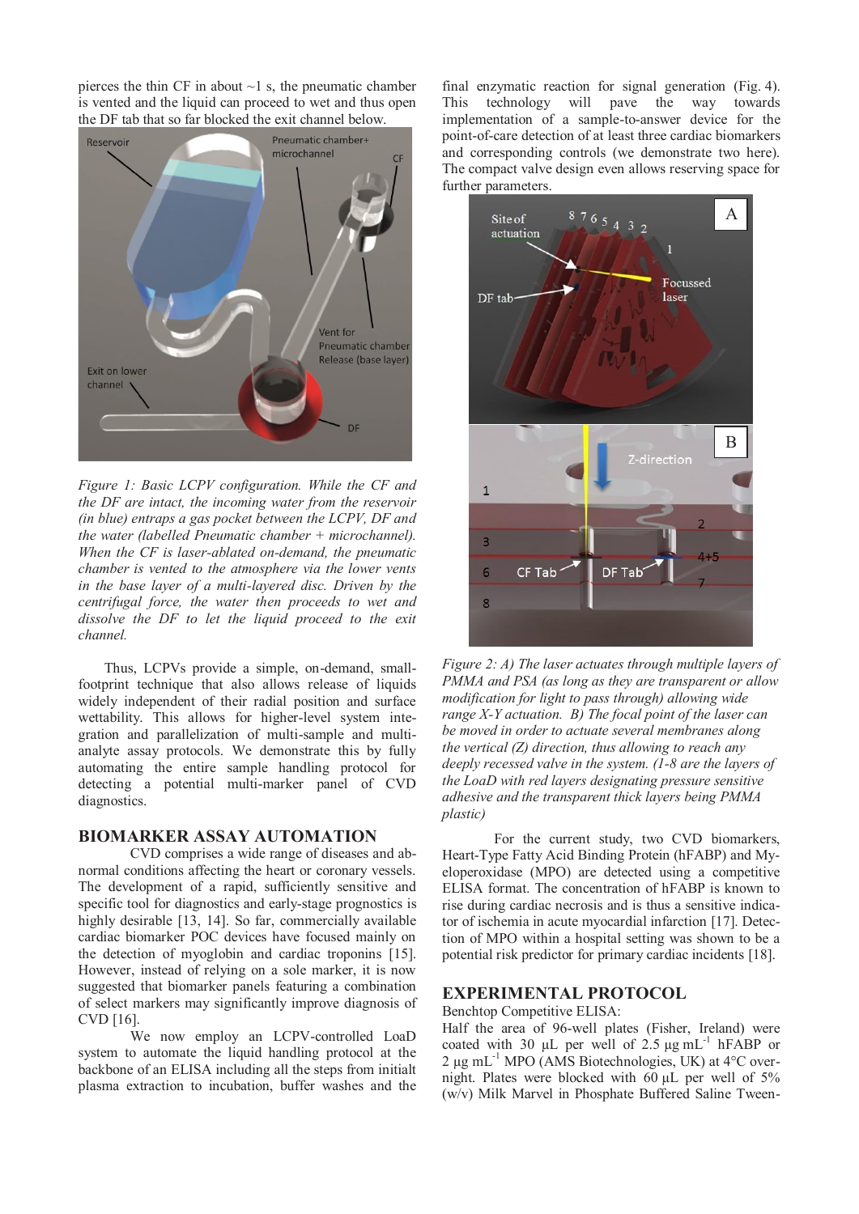pierces the thin CF in about ~1 s, the pneumatic chamber is vented and the liquid can proceed to wet and thus open the DF tab that so far blocked the exit channel below.

*Figure 1: Basic LCPV configuration. While the CF and the DF are intact, the incoming water from the reservoir (in blue) entraps a gas pocket between the LCPV, DF and the water (labelled Pneumatic chamber + microchannel). When the CF is laser-ablated on-demand, the pneumatic chamber is vented to the atmosphere via the lower vents in the base layer of a multi-layered disc. Driven by the centrifugal force, the water then proceeds to wet and dissolve the DF to let the liquid proceed to the exit channel.*

Thus, LCPVs provide a simple, on-demand, small-footprint technique that also allows release of liquids widely independent of their radial position and surface wettability. This allows for higher-level system integration and parallelization of multi-sample and multi-analyte assay protocols. We demonstrate this by fully automating the entire sample handling protocol for detecting a potential multi-marker panel of CVD diagnostics.

## BIOMARKER ASSAY AUTOMATION

CVD comprises a wide range of diseases and abnormal conditions affecting the heart or coronary vessels. The development of a rapid, sufficiently sensitive and specific tool for diagnostics and early-stage prognostics is highly desirable [13, 14]. So far, commercially available cardiac biomarker POC devices have focused mainly on the detection of myoglobin and cardiac troponins [15]. However, instead of relying on a sole marker, it is now suggested that biomarker panels featuring a combination of select markers may significantly improve diagnosis of CVD [16].

We now employ an LCPV-controlled LoaD system to automate the liquid handling protocol at the backbone of an ELISA including all the steps from initialt plasma extraction to incubation, buffer washes and the final enzymatic reaction for signal generation (Fig. 4). This technology will pave the way towards implementation of a sample-to-answer device for the point-of-care detection of at least three cardiac biomarkers and corresponding controls (we demonstrate two here). The compact valve design even allows reserving space for further parameters.

*Figure 2: A) The laser actuates through multiple layers of PMMA and PSA (as long as they are transparent or allow modification for light to pass through) allowing wide range X-Y actuation. B) The focal point of the laser can be moved in order to actuate several membranes along the vertical (Z) direction, thus allowing to reach any deeply recessed valve in the system. (1-8 are the layers of the LoaD with red layers designating pressure sensitive adhesive and the transparent thick layers being PMMA plastic)*

For the current study, two CVD biomarkers, Heart-Type Fatty Acid Binding Protein (hFABP) and Myeloperoxidase (MPO) are detected using a competitive ELISA format. The concentration of hFABP is known to rise during cardiac necrosis and is thus a sensitive indicator of ischemia in acute myocardial infarction [17]. Detection of MPO within a hospital setting was shown to be a potential risk predictor for primary cardiac incidents [18].

## EXPERIMENTAL PROTOCOL

Benchtop Competitive ELISA:

Half the area of 96-well plates (Fisher, Ireland) were coated with 30 µL per well of 2.5 µg $mL^{-1}$ hFABP or 2 µg $mL^{-1}$ MPO (AMS Biotechnologies, UK) at 4°C overnight. Plates were blocked with 60 µL per well of 5% (w/v) Milk Marvel in Phosphate Buffered Saline Tween-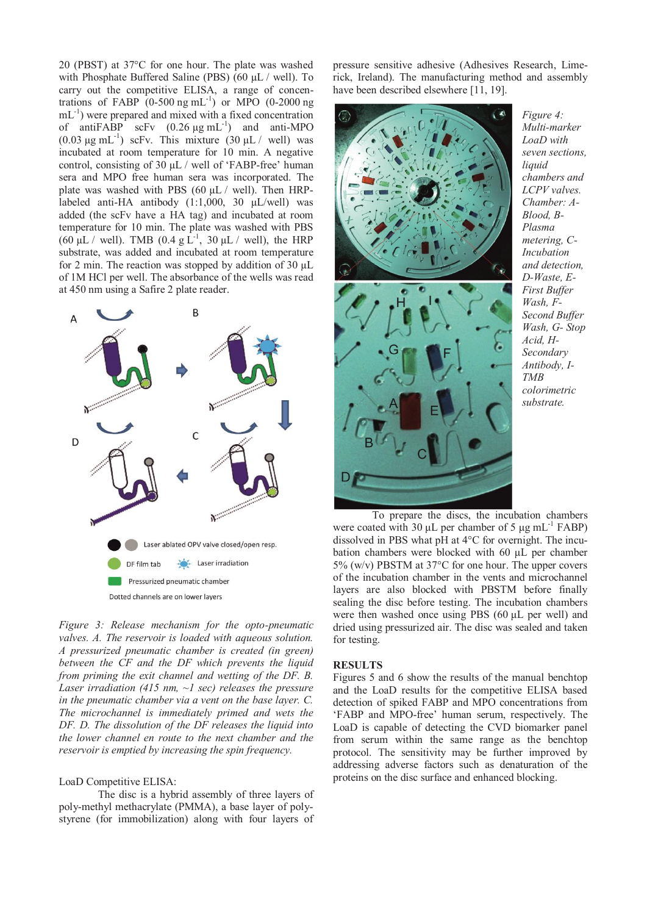20 (PBST) at 37°C for one hour. The plate was washed with Phosphate Buffered Saline (PBS) (60 µL / well). To carry out the competitive ELISA, a range of concentrations of FABP (0-500 ng $mL^{-1}$) or MPO (0-2000 ng $mL^{-1}$) were prepared and mixed with a fixed concentration of antiFABP scFv (0.26 µg $mL^{-1}$) and anti-MPO (0.03 µg $mL^{-1}$) scFv. This mixture (30 µL / well) was incubated at room temperature for 10 min. A negative control, consisting of 30 µL / well of 'FABP-free' human sera and MPO free human sera was incorporated. The plate was washed with PBS (60 µL / well). Then HRP-labeled anti-HA antibody (1:1,000, 30 µL/well) was added (the scFv have a HA tag) and incubated at room temperature for 10 min. The plate was washed with PBS (60 µL / well). TMB (0.4 g $L^{-1}$, 30 µL / well), the HRP substrate, was added and incubated at room temperature for 2 min. The reaction was stopped by addition of 30 µL of 1M HCl per well. The absorbance of the wells was read at 450 nm using a Safire 2 plate reader.

*Figure 3: Release mechanism for the opto-pneumatic valves. A. The reservoir is loaded with aqueous solution. A pressurized pneumatic chamber is created (in green) between the CF and the DF which prevents the liquid from priming the exit channel and wetting of the DF. B. Laser irradiation (415 nm, ~1 sec) releases the pressure in the pneumatic chamber via a vent on the base layer. C. The microchannel is immediately primed and wets the DF. D. The dissolution of the DF releases the liquid into the lower channel en route to the next chamber and the reservoir is emptied by increasing the spin frequency.*

LoaD Competitive ELISA:

The disc is a hybrid assembly of three layers of poly-methyl methacrylate (PMMA), a base layer of polystyrene (for immobilization) along with four layers of pressure sensitive adhesive (Adhesives Research, Limerick, Ireland). The manufacturing method and assembly have been described elsewhere [11, 19].

*Figure 4: Multi-marker LoaD with seven sections, liquid chambers and LCPV valves. Chamber: A-Blood, B-Plasma metering, C-Incubation and detection, D-Waste, E-First Buffer Wash, F-Second Buffer Wash, G- Stop Acid, H-Secondary Antibody, I-TMB colorimetric substrate.*

To prepare the discs, the incubation chambers were coated with 30 µL per chamber of 5 µg $mL^{-1}$ FABP) dissolved in PBS what pH at 4°C for overnight. The incubation chambers were blocked with 60 µL per chamber 5% (w/v) PBSTM at 37°C for one hour. The upper covers of the incubation chamber in the vents and microchannel layers are also blocked with PBSTM before finally sealing the disc before testing. The incubation chambers were then washed once using PBS (60 µL per well) and dried using pressurized air. The disc was sealed and taken for testing.

## RESULTS

Figures 5 and 6 show the results of the manual benchtop and the LoaD results for the competitive ELISA based detection of spiked FABP and MPO concentrations from 'FABP and MPO-free' human serum, respectively. The LoaD is capable of detecting the CVD biomarker panel from serum within the same range as the benchtop protocol. The sensitivity may be further improved by addressing adverse factors such as denaturation of the proteins on the disc surface and enhanced blocking.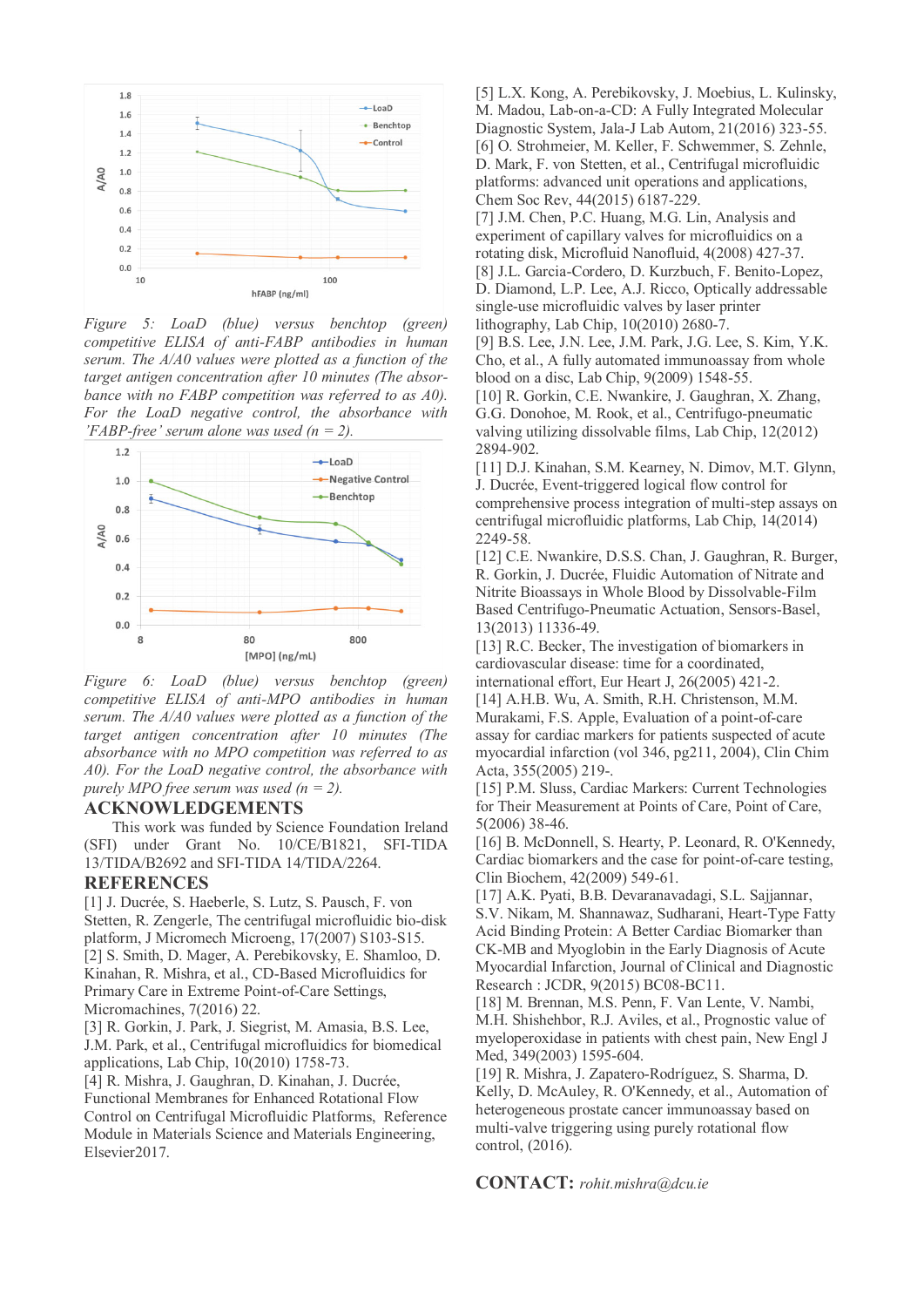1.8
1.6
1.4
1.2
1.0
0.8
0.6
0.4
0.2
0.0

A/A0

10
100

hFABP (ng/ml)

LoaD
Benchtop
Control

*Figure 5: LoaD (blue) versus benchtop (green) competitive ELISA of anti-FABP antibodies in human serum. The A/A0 values were plotted as a function of the target antigen concentration after 10 minutes (The absorbance with no FABP competition was referred to as A0). For the LoaD negative control, the absorbance with 'FABP-free' serum alone was used (n = 2).*

1.2
1.0
0.8
0.6
0.4
0.2
0.0

A/A0

8
80
800

[MPO] (ng/mL)

LoaD
Negative Control
Benchtop

*Figure 6: LoaD (blue) versus benchtop (green) competitive ELISA of anti-MPO antibodies in human serum. The A/A0 values were plotted as a function of the target antigen concentration after 10 minutes (The absorbance with no MPO competition was referred to as A0). For the LoaD negative control, the absorbance with purely MPO free serum was used (n = 2).*

## ACKNOWLEDGEMENTS

This work was funded by Science Foundation Ireland (SFI) under Grant No. 10/CE/B1821, SFI-TIDA 13/TIDA/B2692 and SFI-TIDA 14/TIDA/2264.

## REFERENCES

[1] J. Ducrée, S. Haeberle, S. Lutz, S. Pausch, F. von Stetten, R. Zengerle, The centrifugal microfluidic bio-disk platform, J Micromech Microeng, 17(2007) S103-S15.
[2] S. Smith, D. Mager, A. Perebikovsky, E. Shamloo, D. Kinahan, R. Mishra, et al., CD-Based Microfluidics for Primary Care in Extreme Point-of-Care Settings, Micromachines, 7(2016) 22.
[3] R. Gorkin, J. Park, J. Siegrist, M. Amasia, B.S. Lee, J.M. Park, et al., Centrifugal microfluidics for biomedical applications, Lab Chip, 10(2010) 1758-73.
[4] R. Mishra, J. Gaughran, D. Kinahan, J. Ducrée, Functional Membranes for Enhanced Rotational Flow Control on Centrifugal Microfluidic Platforms, Reference Module in Materials Science and Materials Engineering, Elsevier2017.
[5] L.X. Kong, A. Perebikovsky, J. Moebius, L. Kulinsky, M. Madou, Lab-on-a-CD: A Fully Integrated Molecular Diagnostic System, Jala-J Lab Autom, 21(2016) 323-55.
[6] O. Strohmeier, M. Keller, F. Schwemmer, S. Zehnle, D. Mark, F. von Stetten, et al., Centrifugal microfluidic platforms: advanced unit operations and applications, Chem Soc Rev, 44(2015) 6187-229.
[7] J.M. Chen, P.C. Huang, M.G. Lin, Analysis and experiment of capillary valves for microfluidics on a rotating disk, Microfluid Nanofluid, 4(2008) 427-37.
[8] J.L. Garcia-Cordero, D. Kurzbuch, F. Benito-Lopez, D. Diamond, L.P. Lee, A.J. Ricco, Optically addressable single-use microfluidic valves by laser printer lithography, Lab Chip, 10(2010) 2680-7.
[9] B.S. Lee, J.N. Lee, J.M. Park, J.G. Lee, S. Kim, Y.K. Cho, et al., A fully automated immunoassay from whole blood on a disc, Lab Chip, 9(2009) 1548-55.
[10] R. Gorkin, C.E. Nwankire, J. Gaughran, X. Zhang, G.G. Donohoe, M. Rook, et al., Centrifugo-pneumatic valving utilizing dissolvable films, Lab Chip, 12(2012) 2894-902.
[11] D.J. Kinahan, S.M. Kearney, N. Dimov, M.T. Glynn, J. Ducrée, Event-triggered logical flow control for comprehensive process integration of multi-step assays on centrifugal microfluidic platforms, Lab Chip, 14(2014) 2249-58.
[12] C.E. Nwankire, D.S.S. Chan, J. Gaughran, R. Burger, R. Gorkin, J. Ducrée, Fluidic Automation of Nitrate and Nitrite Bioassays in Whole Blood by Dissolvable-Film Based Centrifugo-Pneumatic Actuation, Sensors-Basel, 13(2013) 11336-49.
[13] R.C. Becker, The investigation of biomarkers in cardiovascular disease: time for a coordinated, international effort, Eur Heart J, 26(2005) 421-2.
[14] A.H.B. Wu, A. Smith, R.H. Christenson, M.M. Murakami, F.S. Apple, Evaluation of a point-of-care assay for cardiac markers for patients suspected of acute myocardial infarction (vol 346, pg211, 2004), Clin Chim Acta, 355(2005) 219-.
[15] P.M. Sluss, Cardiac Markers: Current Technologies for Their Measurement at Points of Care, Point of Care, 5(2006) 38-46.
[16] B. McDonnell, S. Hearty, P. Leonard, R. O'Kennedy, Cardiac biomarkers and the case for point-of-care testing, Clin Biochem, 42(2009) 549-61.
[17] A.K. Pyati, B.B. Devaranavadagi, S.L. Sajjannar, S.V. Nikam, M. Shannawaz, Sudharani, Heart-Type Fatty Acid Binding Protein: A Better Cardiac Biomarker than CK-MB and Myoglobin in the Early Diagnosis of Acute Myocardial Infarction, Journal of Clinical and Diagnostic Research : JCDR, 9(2015) BC08-BC11.
[18] M. Brennan, M.S. Penn, F. Van Lente, V. Nambi, M.H. Shishehbor, R.J. Aviles, et al., Prognostic value of myeloperoxidase in patients with chest pain, New Engl J Med, 349(2003) 1595-604.
[19] R. Mishra, J. Zapatero-Rodríguez, S. Sharma, D. Kelly, D. McAuley, R. O'Kennedy, et al., Automation of heterogeneous prostate cancer immunoassay based on multi-valve triggering using purely rotational flow control, (2016).

**CONTACT:** *rohit.mishra@dcu.ie*